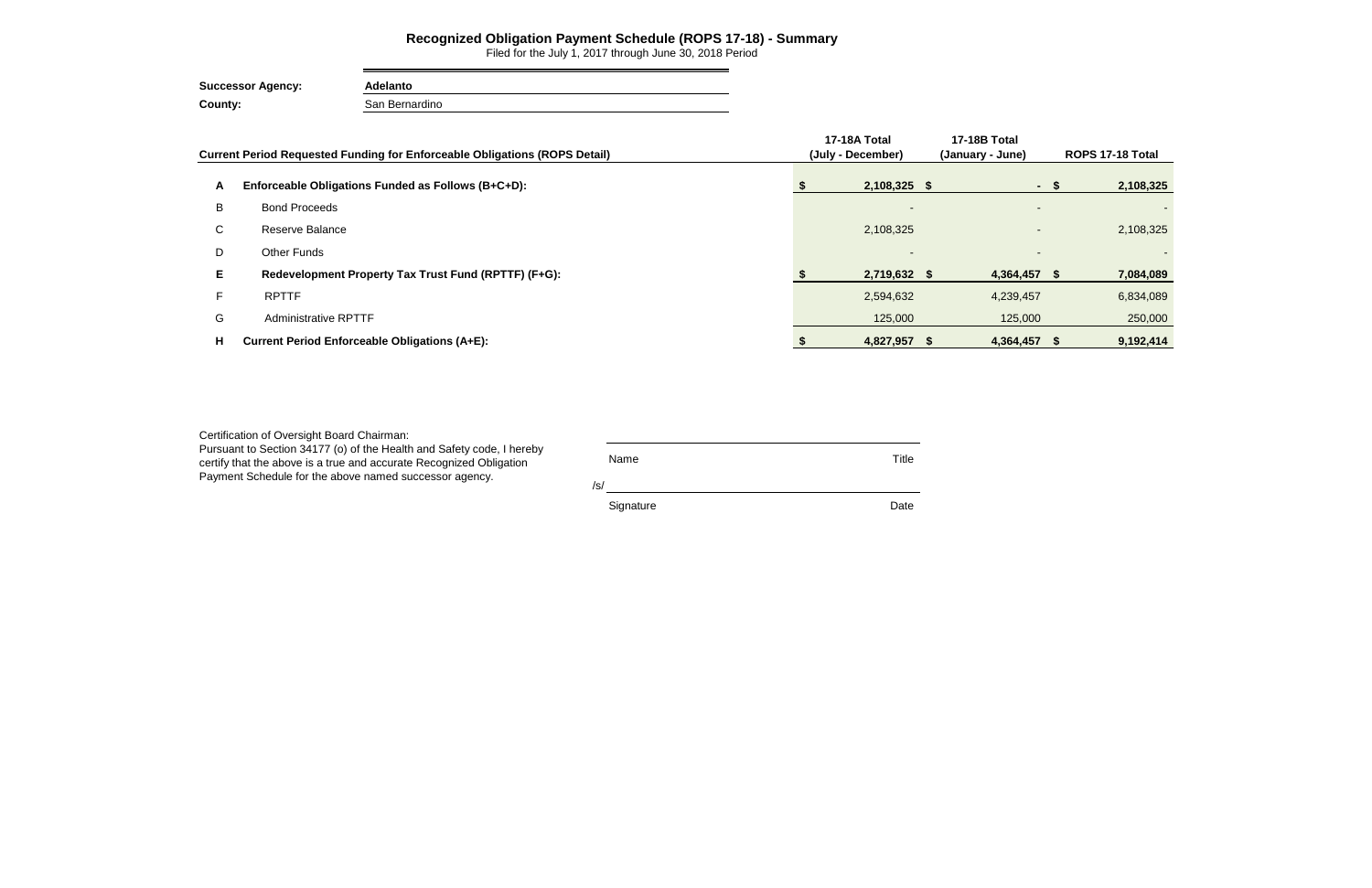# Recognized Obligation Payment Schedule (ROPS 17-18) - Summary

Filed for the July 1, 2017 through June 30, 2018 Period

**Successor Agency:** **Adelanto**

**County:** San Bernardino

| | Current Period Requested Funding for Enforceable Obligations (ROPS Detail) | 17-18A Total (July - December) | 17-18B Total (January - June) | ROPS 17-18 Total |
|---|---|---|---|---|
| **A** | **Enforceable Obligations Funded as Follows (B+C+D):** | **$ 2,108,325** | **$ -** | **$ 2,108,325** |
| B | Bond Proceeds | - | - | - |
| C | Reserve Balance | 2,108,325 | - | 2,108,325 |
| D | Other Funds | - | - | - |
| **E** | **Redevelopment Property Tax Trust Fund (RPTTF) (F+G):** | **$ 2,719,632** | **$ 4,364,457** | **$ 7,084,089** |
| F | RPTTF | 2,594,632 | 4,239,457 | 6,834,089 |
| G | Administrative RPTTF | 125,000 | 125,000 | 250,000 |
| **H** | **Current Period Enforceable Obligations (A+E):** | **$ 4,827,957** | **$ 4,364,457** | **$ 9,192,414** |

Certification of Oversight Board Chairman:
Pursuant to Section 34177 (o) of the Health and Safety code, I hereby certify that the above is a true and accurate Recognized Obligation Payment Schedule for the above named successor agency.

Name | Title

/s/

Signature | Date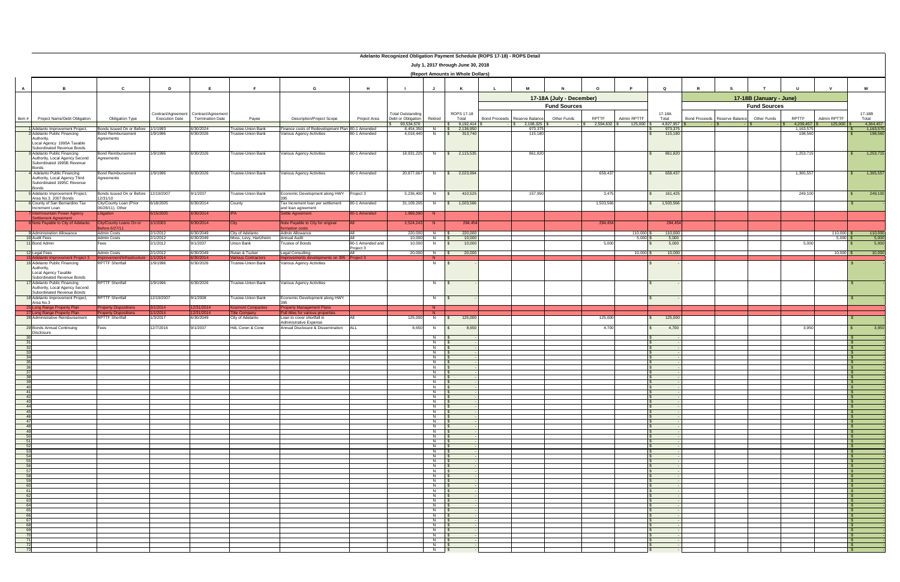# Adelanto Recognized Obligation Payment Schedule (ROPS 17-18) - ROPS Detail

## July 1, 2017 through June 30, 2018

### (Report Amounts in Whole Dollars)

| A | B | C | D | E | F | G | H | I | J | K | L | M | N | O | P | Q | R | S | T | U | V | W |
|---|---|---|---|---|---|---|---|---|---|---|---|---|---|---|---|---|---|---|---|---|---|---|
| | | | | | | | | | | | 17-18A (July - December) | | | | | | 17-18B (January - June) | | | | | |
| | | | | | | | | | | | Fund Sources | | | | | | Fund Sources | | | | | |
| Item # | Project Name/Debt Obligation | Obligation Type | Contract/Agreement Execution Date | Contract/Agreement Termination Date | Payee | Description/Project Scope | Project Area | Total Outstanding Debt or Obligation | Retired | ROPS 17-18 Total | Bond Proceeds | Reserve Balance | Other Funds | RPTTF | Admin RPTTF | 17-18A Total | Bond Proceeds | Reserve Balance | Other Funds | RPTTF | Admin RPTTF | 17-18B Total |
| | | | | | | | | $ 93,534,570 | | $ 9,192,414 | $ - | $ 2,108,325 | $ - | $ 2,594,632 | $ 125,000 | $ 4,827,957 | $ - | $ - | $ - | $ 4,239,457 | $ 125,000 | $ 4,364,457 |
| 1 | Adelanto Improvement Project, | Bonds Issued On or Before | 1/1/1993 | 6/30/2024 | Trustee-Union Bank | Finance costs of Redevelopment Plan | 80-1 Amended | 8,454,350 | N | $ 2,136,950 | | 973,375 | | | | $ 973,375 | | | | 1,163,575 | | $ 1,163,575 |
| 2 | Adelanto Public Financing Authority, Local Agency 1995A Taxable Subordinated Revenue Bonds | Bond Reimbursement Agreements | 1/9/1996 | 6/30/2026 | Trustee-Union Bank | Various Agency Activities | 80-1 Amended | 4,018,440 | N | $ 313,740 | | 115,180 | | | | $ 115,180 | | | | 198,560 | | $ 198,560 |
| 3 | Adelanto Public Financing Authority, Local Agency Second Subordinated 1995B Revenue Bonds | Bond Reimbursement Agreements | 1/9/1996 | 6/30/2026 | Trustee-Union Bank | Various Agency Activities | 80-1 Amended | 18,931,225 | N | $ 2,115,535 | | 861,820 | | | | $ 861,820 | | | | 1,253,715 | | $ 1,253,715 |
| 4 | Adelanto Public Financing Authority, Local Agency Third Subordinated 1995C Revenue Bonds | Bond Reimbursement Agreements | 1/9/1996 | 6/30/2026 | Trustee-Union Bank | Various Agency Activities | 80-1 Amended | 20,877,667 | N | $ 2,023,994 | | | | 658,437 | | $ 658,437 | | | | 1,365,557 | | $ 1,365,557 |
| 5 | Adelanto Improvement Project, Area No.3, 2007 Bonds | Bonds Issued On or Before 12/31/10 | 12/19/2007 | 9/1/2037 | Trustee-Union Bank | Economic Development along HWY 395 | Project 3 | 5,236,400 | N | $ 410,525 | | 157,950 | | 3,475 | | $ 161,425 | | | | 249,100 | | $ 249,100 |
| 6 | County of San Bernardino Tax Increment Loan | City/County Loan (Prior 06/28/11), Other | 6/18/2005 | 6/30/2014 | County | Tax Increment loan per settlement and loan agreement | 80-1 Amended | 31,109,205 | N | $ 1,503,566 | | | | 1,503,566 | | $ 1,503,566 | | | | | | $ - |
| 7 | Intermountain Power Agency Settlement Agreement | Litigation | 6/15/2005 | 6/30/2014 | IPA | Settle Agreement | 80-1 Amended | 1,989,390 | N | | | | | | | | | | | | | |
| 8 | Note Payable to City of Adelanto | City/County Loans On or Before 6/27/11 | 1/1/2003 | 6/30/2014 | City | Note Payable to City for original formation costs | All | 2,524,243 | N | 294,454 | | | | 294,454 | | 294,454 | | | | | | |
| 9 | Administration Allowance | Admin Costs | 2/1/2012 | 6/30/2049 | City of Adelanto | Admin Allowance | All | 220,000 | N | $ 220,000 | | | | | 110,000 | $ 110,000 | | | | | 110,000 | $ 110,000 |
| 10 | Audit Fees | Admin Costs | 2/1/2012 | 6/30/2049 | Moss, Levy, Hartzheim | Annual Audit | All | 10,000 | N | $ 10,000 | | | | | 5,000 | $ 5,000 | | | | | 5,000 | $ 5,000 |
| 11 | Bond Admin | Fees | 2/1/2012 | 9/1/2037 | Union Bank | Trustee of Bonds | 80-1 Amended and Project 3 | 10,000 | N | $ 10,000 | | | | 5,000 | | $ 5,000 | | | | 5,000 | | $ 5,000 |
| 12 | Legal Fees | Admin Costs | 2/1/2012 | 6/30/2049 | Rutan & Tucker | Legal Consulting | All | 20,000 | N | $ 20,000 | | | | | 10,000 | $ 10,000 | | | | | 10,000 | $ 10,000 |
| 15 | Adelanto Improvement Project 3 | Improvement/Infrastructure | 1/1/2014 | 6/30/2014 | Various Contractors | Improvements developments on 395 | Project 3 | | N | | | | | | | | | | | | | |
| 16 | Adelanto Public Financing Authority, Local Agency Taxable Subordinated Revenue Bonds | RPTTF Shortfall | 1/9/1996 | 6/30/2026 | Trustee-Union Bank | Various Agency Activities | | | N | $ - | | | | | | $ - | | | | | | $ - |
| 17 | Adelanto Public Financing Authority, Local Agency Second Subordinated Revenue Bonds | RPTTF Shortfall | 1/9/1996 | 6/30/2026 | Trustee-Union Bank | Various Agency Activities | | | N | $ - | | | | | | $ - | | | | | | $ - |
| 18 | Adelanto Improvement Project, Area No.3 | RPTTF Shortfall | 12/19/2007 | 9/1/2008 | Trustee-Union Bank | Economic Development along HWY 395 | | | N | $ - | | | | | | $ - | | | | | | $ - |
| 25 | Long Range Property Plan | Property Dispositions | 3/1/2014 | 12/31/2014 | Kosmont Companies | Property Management Plans | | | N | | | | | | | | | | | | | |
| 27 | Long Range Property Plan | Property Dispositions | 1/1/2014 | 12/31/2014 | Title Company | Pull titles for various properties | | | N | | | | | | | | | | | | | |
| 28 | Administrative Reimbursement | RPTTF Shortfall | 1/3/2017 | 6/30/2049 | City of Adelanto | Loan to cover shortfall in Administrative Expense | All | 125,000 | N | $ 125,000 | | | | 125,000 | | $ 125,000 | | | | | | $ - |
| 29 | Bonds Annual Continuing Disclosure | Fees | 12/7/2016 | 9/1/2037 | HdL Coren & Cone | Annual Disclosure & Dissemination | ALL | 8,650 | N | $ 8,650 | | | | 4,700 | | $ 4,700 | | | | 3,950 | | $ 3,950 |
| 30 | | | | | | | | | N | $ - | | | | | | $ - | | | | | | $ - |
| 31 | | | | | | | | | N | $ - | | | | | | $ - | | | | | | $ - |
| 32 | | | | | | | | | N | $ - | | | | | | $ - | | | | | | $ - |
| 33 | | | | | | | | | N | $ - | | | | | | $ - | | | | | | $ - |
| 34 | | | | | | | | | N | $ - | | | | | | $ - | | | | | | $ - |
| 35 | | | | | | | | | N | $ - | | | | | | $ - | | | | | | $ - |
| 36 | | | | | | | | | N | $ - | | | | | | $ - | | | | | | $ - |
| 37 | | | | | | | | | N | $ - | | | | | | $ - | | | | | | $ - |
| 38 | | | | | | | | | N | $ - | | | | | | $ - | | | | | | $ - |
| 39 | | | | | | | | | N | $ - | | | | | | $ - | | | | | | $ - |
| 40 | | | | | | | | | N | $ - | | | | | | $ - | | | | | | $ - |
| 41 | | | | | | | | | N | $ - | | | | | | $ - | | | | | | $ - |
| 42 | | | | | | | | | N | $ - | | | | | | $ - | | | | | | $ - |
| 43 | | | | | | | | | N | $ - | | | | | | $ - | | | | | | $ - |
| 44 | | | | | | | | | N | $ - | | | | | | $ - | | | | | | $ - |
| 45 | | | | | | | | | N | $ - | | | | | | $ - | | | | | | $ - |
| 46 | | | | | | | | | N | $ - | | | | | | $ - | | | | | | $ - |
| 47 | | | | | | | | | N | $ - | | | | | | $ - | | | | | | $ - |
| 48 | | | | | | | | | N | $ - | | | | | | $ - | | | | | | $ - |
| 49 | | | | | | | | | N | $ - | | | | | | $ - | | | | | | $ - |
| 50 | | | | | | | | | N | $ - | | | | | | $ - | | | | | | $ - |
| 51 | | | | | | | | | N | $ - | | | | | | $ - | | | | | | $ - |
| 52 | | | | | | | | | N | $ - | | | | | | $ - | | | | | | $ - |
| 53 | | | | | | | | | N | $ - | | | | | | $ - | | | | | | $ - |
| 54 | | | | | | | | | N | $ - | | | | | | $ - | | | | | | $ - |
| 55 | | | | | | | | | N | $ - | | | | | | $ - | | | | | | $ - |
| 56 | | | | | | | | | N | $ - | | | | | | $ - | | | | | | $ - |
| 57 | | | | | | | | | N | $ - | | | | | | $ - | | | | | | $ - |
| 58 | | | | | | | | | N | $ - | | | | | | $ - | | | | | | $ - |
| 59 | | | | | | | | | N | $ - | | | | | | $ - | | | | | | $ - |
| 60 | | | | | | | | | N | $ - | | | | | | $ - | | | | | | $ - |
| 61 | | | | | | | | | N | $ - | | | | | | $ - | | | | | | $ - |
| 62 | | | | | | | | | N | $ - | | | | | | $ - | | | | | | $ - |
| 63 | | | | | | | | | N | $ - | | | | | | $ - | | | | | | $ - |
| 64 | | | | | | | | | N | $ - | | | | | | $ - | | | | | | $ - |
| 65 | | | | | | | | | N | $ - | | | | | | $ - | | | | | | $ - |
| 66 | | | | | | | | | N | $ - | | | | | | $ - | | | | | | $ - |
| 67 | | | | | | | | | N | $ - | | | | | | $ - | | | | | | $ - |
| 68 | | | | | | | | | N | $ - | | | | | | $ - | | | | | | $ - |
| 69 | | | | | | | | | N | $ - | | | | | | $ - | | | | | | $ - |
| 70 | | | | | | | | | N | $ - | | | | | | $ - | | | | | | $ - |
| 71 | | | | | | | | | N | $ - | | | | | | $ - | | | | | | $ - |
| 72 | | | | | | | | | N | $ - | | | | | | $ - | | | | | | $ - |
| 73 | | | | | | | | | N | $ - | | | | | | $ - | | | | | | $ - |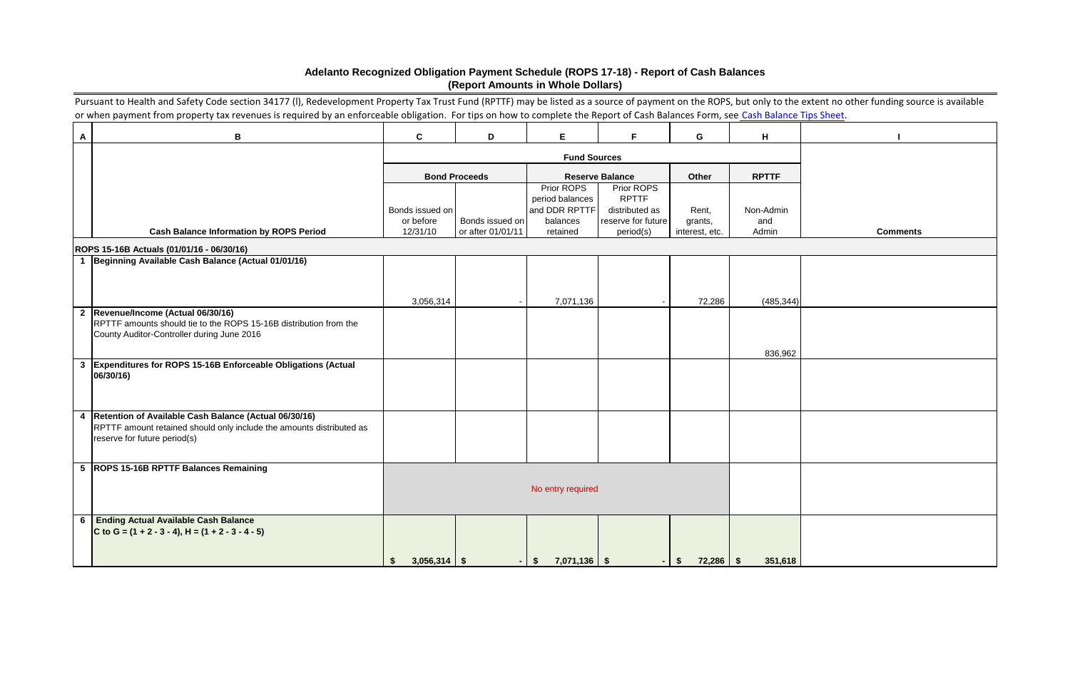## Adelanto Recognized Obligation Payment Schedule (ROPS 17-18) - Report of Cash Balances
### (Report Amounts in Whole Dollars)

Pursuant to Health and Safety Code section 34177 (l), Redevelopment Property Tax Trust Fund (RPTTF) may be listed as a source of payment on the ROPS, but only to the extent no other funding source is available or when payment from property tax revenues is required by an enforceable obligation. For tips on how to complete the Report of Cash Balances Form, see Cash Balance Tips Sheet.

| A | B | C | D | E | F | G | H | I |
|---|---|---|---|---|---|---|---|---|
| | | **Fund Sources** | | | | | | |
| | | **Bond Proceeds** | | **Reserve Balance** | | **Other** | **RPTTF** | |
| | **Cash Balance Information by ROPS Period** | Bonds issued on or before 12/31/10 | Bonds issued on or after 01/01/11 | Prior ROPS period balances and DDR RPTTF balances retained | Prior ROPS RPTTF distributed as reserve for future period(s) | Rent, grants, interest, etc. | Non-Admin and Admin | **Comments** |
| | **ROPS 15-16B Actuals (01/01/16 - 06/30/16)** | | | | | | | |
| 1 | **Beginning Available Cash Balance (Actual 01/01/16)** | 3,056,314 | - | 7,071,136 | - | 72,286 | (485,344) | |
| 2 | **Revenue/Income (Actual 06/30/16)** RPTTF amounts should tie to the ROPS 15-16B distribution from the County Auditor-Controller during June 2016 | | | | | | 836,962 | |
| 3 | **Expenditures for ROPS 15-16B Enforceable Obligations (Actual 06/30/16)** | | | | | | | |
| 4 | **Retention of Available Cash Balance (Actual 06/30/16)** RPTTF amount retained should only include the amounts distributed as reserve for future period(s) | | | | | | | |
| 5 | **ROPS 15-16B RPTTF Balances Remaining** | No entry required | | | | | | |
| 6 | **Ending Actual Available Cash Balance** **C to G = (1 + 2 - 3 - 4), H = (1 + 2 - 3 - 4 - 5)** | **$ 3,056,314** | **$ -** | **$ 7,071,136** | **$ -** | **$ 72,286** | **$ 351,618** | |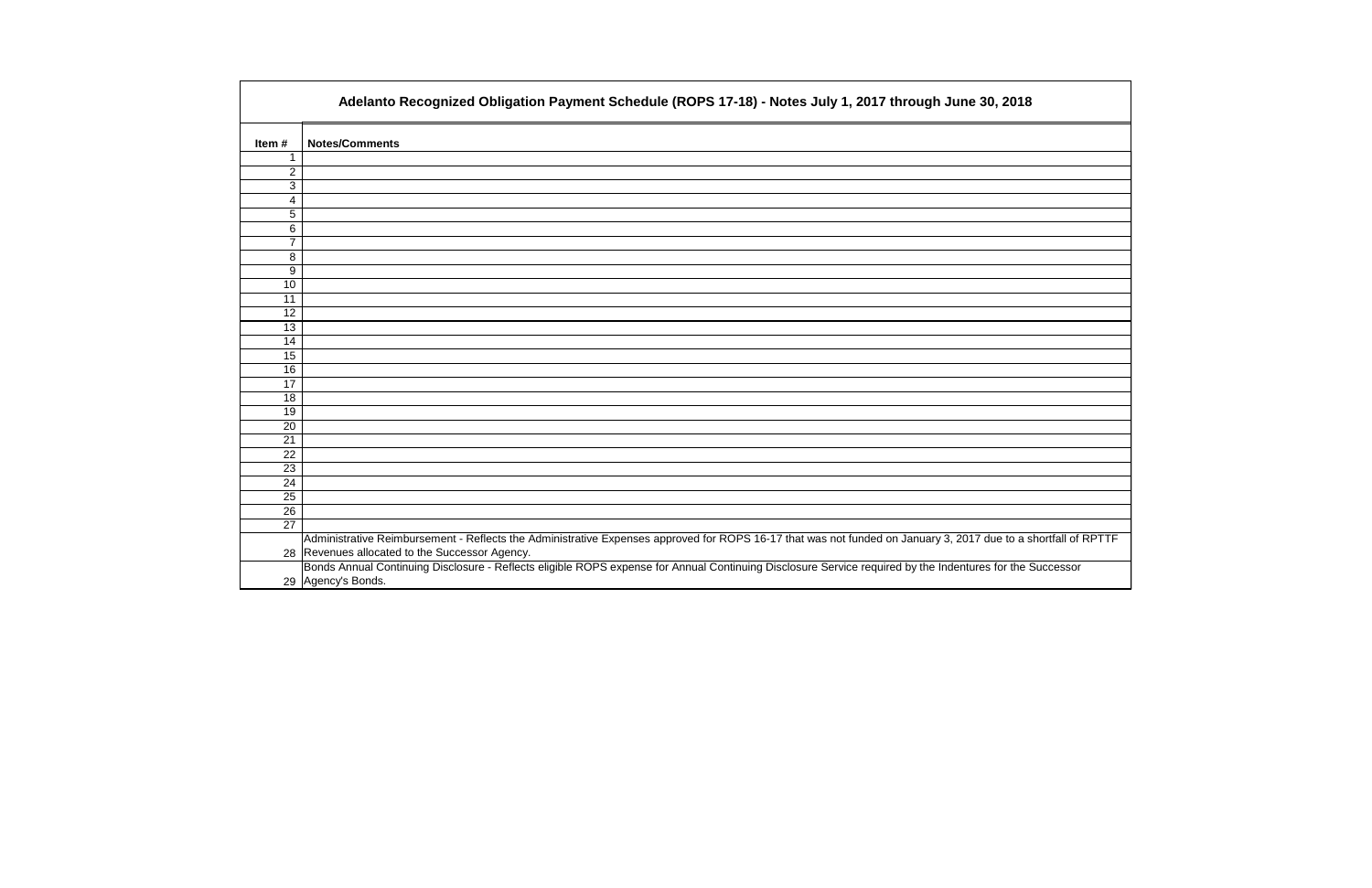| Adelanto Recognized Obligation Payment Schedule (ROPS 17-18) - Notes July 1, 2017 through June 30, 2018 | |
|---|---|
| **Item #** | **Notes/Comments** |
| 1 | |
| 2 | |
| 3 | |
| 4 | |
| 5 | |
| 6 | |
| 7 | |
| 8 | |
| 9 | |
| 10 | |
| 11 | |
| 12 | |
| 13 | |
| 14 | |
| 15 | |
| 16 | |
| 17 | |
| 18 | |
| 19 | |
| 20 | |
| 21 | |
| 22 | |
| 23 | |
| 24 | |
| 25 | |
| 26 | |
| 27 | |
| 28 | Administrative Reimbursement - Reflects the Administrative Expenses approved for ROPS 16-17 that was not funded on January 3, 2017 due to a shortfall of RPTTF Revenues allocated to the Successor Agency. |
| 29 | Bonds Annual Continuing Disclosure - Reflects eligible ROPS expense for Annual Continuing Disclosure Service required by the Indentures for the Successor Agency's Bonds. |